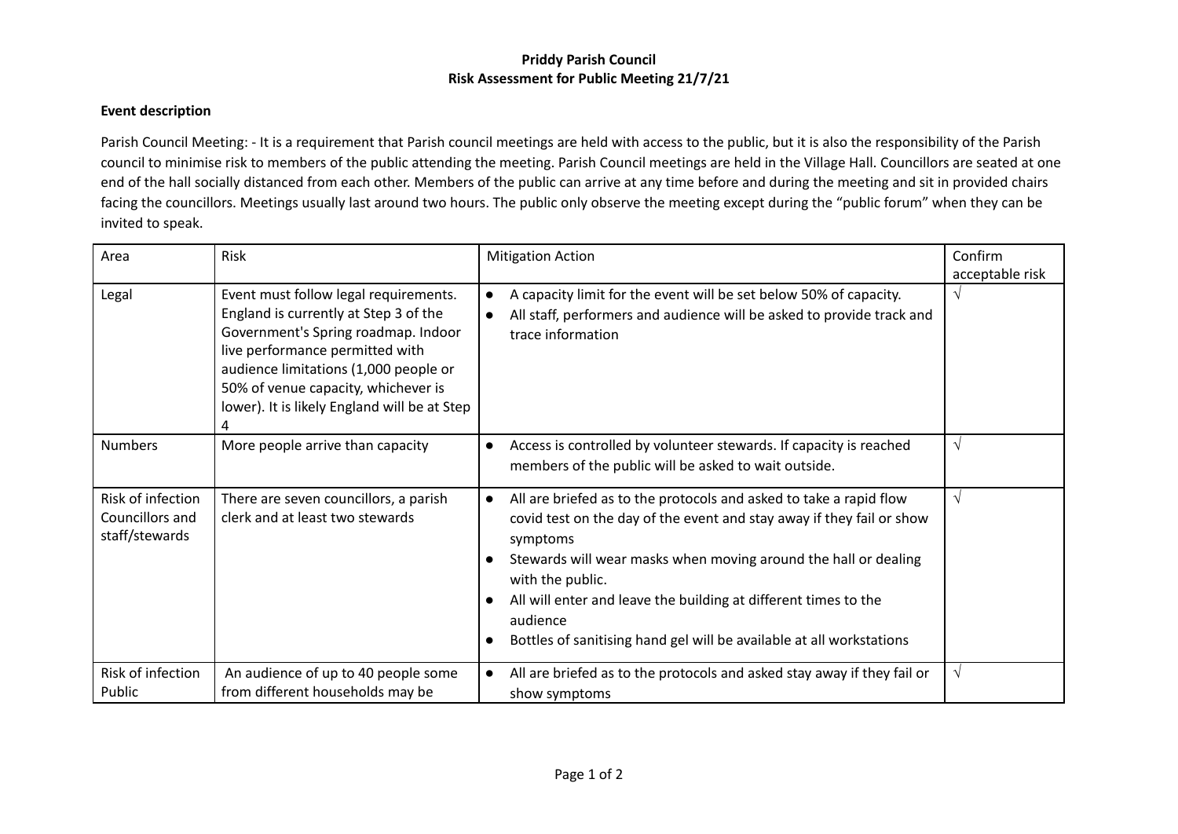**Priddy Parish Council**
**Risk Assessment for Public Meeting 21/7/21**

**Event description**

Parish Council Meeting: - It is a requirement that Parish council meetings are held with access to the public, but it is also the responsibility of the Parish council to minimise risk to members of the public attending the meeting. Parish Council meetings are held in the Village Hall. Councillors are seated at one end of the hall socially distanced from each other. Members of the public can arrive at any time before and during the meeting and sit in provided chairs facing the councillors. Meetings usually last around two hours. The public only observe the meeting except during the "public forum" when they can be invited to speak.

| Area | Risk | Mitigation Action | Confirm acceptable risk |
|---|---|---|---|
| Legal | Event must follow legal requirements. England is currently at Step 3 of the Government's Spring roadmap. Indoor live performance permitted with audience limitations (1,000 people or 50% of venue capacity, whichever is lower). It is likely England will be at Step 4 | • A capacity limit for the event will be set below 50% of capacity.<br>• All staff, performers and audience will be asked to provide track and trace information | √ |
| Numbers | More people arrive than capacity | • Access is controlled by volunteer stewards. If capacity is reached members of the public will be asked to wait outside. | √ |
| Risk of infection Councillors and staff/stewards | There are seven councillors, a parish clerk and at least two stewards | • All are briefed as to the protocols and asked to take a rapid flow covid test on the day of the event and stay away if they fail or show symptoms<br>• Stewards will wear masks when moving around the hall or dealing with the public.<br>• All will enter and leave the building at different times to the audience<br>• Bottles of sanitising hand gel will be available at all workstations | √ |
| Risk of infection Public | An audience of up to 40 people some from different households may be | • All are briefed as to the protocols and asked stay away if they fail or show symptoms | √ |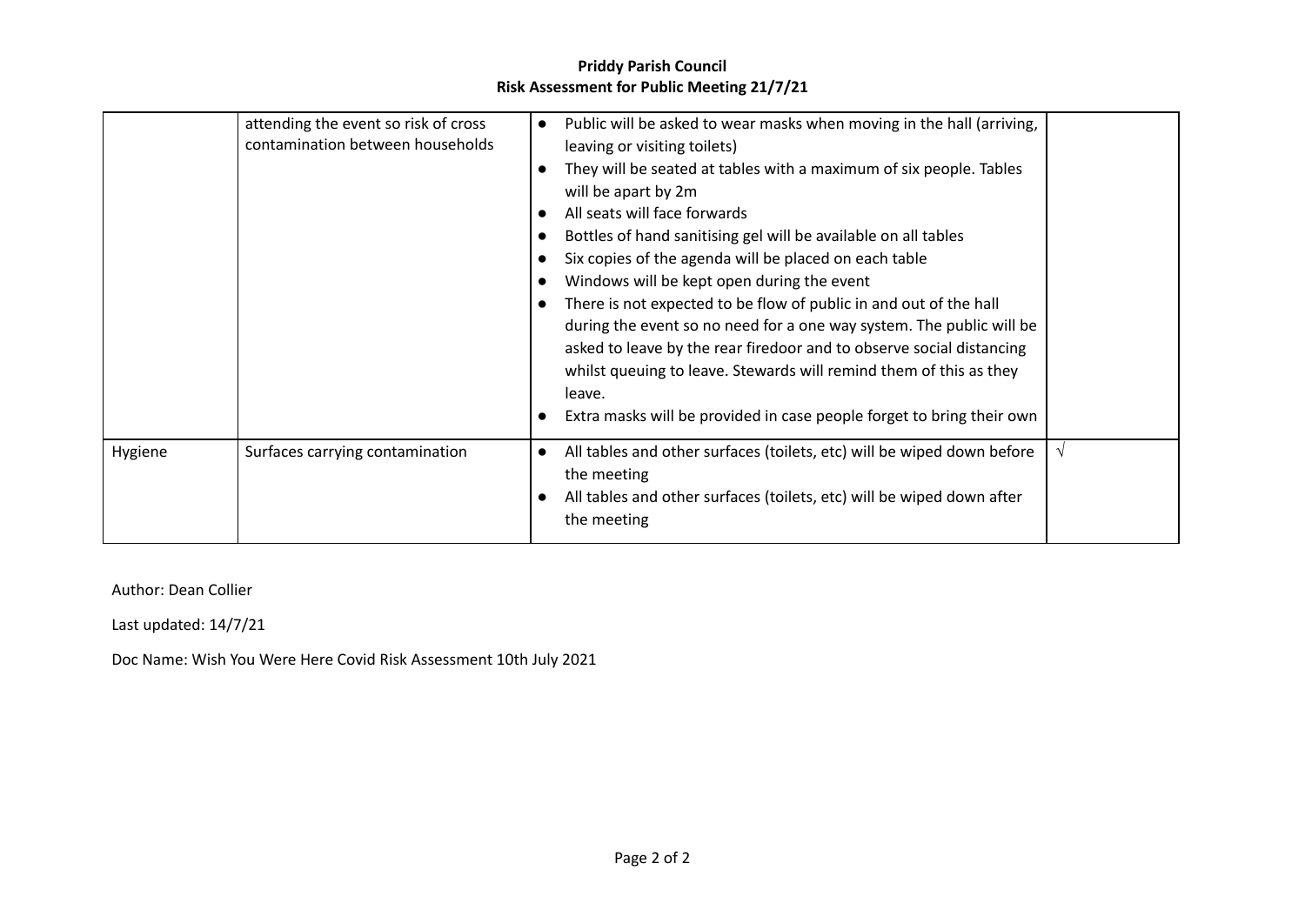| | | | |
|---|---|---|---|
| | attending the event so risk of cross contamination between households | • Public will be asked to wear masks when moving in the hall (arriving, leaving or visiting toilets)<br>• They will be seated at tables with a maximum of six people. Tables will be apart by 2m<br>• All seats will face forwards<br>• Bottles of hand sanitising gel will be available on all tables<br>• Six copies of the agenda will be placed on each table<br>• Windows will be kept open during the event<br>• There is not expected to be flow of public in and out of the hall during the event so no need for a one way system. The public will be asked to leave by the rear firedoor and to observe social distancing whilst queuing to leave. Stewards will remind them of this as they leave.<br>• Extra masks will be provided in case people forget to bring their own | |
| Hygiene | Surfaces carrying contamination | • All tables and other surfaces (toilets, etc) will be wiped down before the meeting<br>• All tables and other surfaces (toilets, etc) will be wiped down after the meeting | √ |

Author: Dean Collier

Last updated: 14/7/21

Doc Name: Wish You Were Here Covid Risk Assessment 10th July 2021